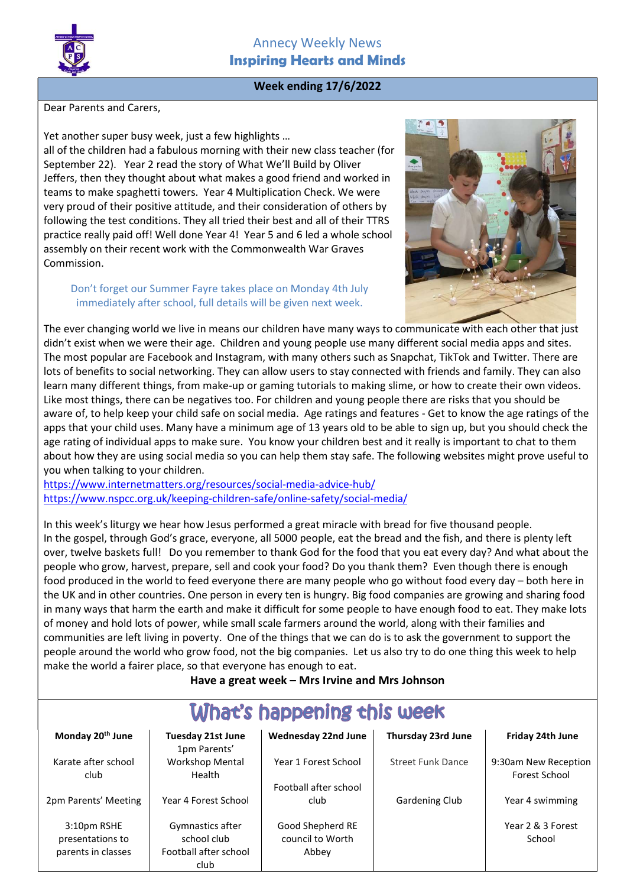# Annecy Weekly News

## Inspiring Hearts and Minds

**Week ending 17/6/2022**

Dear Parents and Carers,

Yet another super busy week, just a few highlights …
all of the children had a fabulous morning with their new class teacher (for September 22). Year 2 read the story of What We'll Build by Oliver Jeffers, then they thought about what makes a good friend and worked in teams to make spaghetti towers. Year 4 Multiplication Check. We were very proud of their positive attitude, and their consideration of others by following the test conditions. They all tried their best and all of their TTRS practice really paid off! Well done Year 4! Year 5 and 6 led a whole school assembly on their recent work with the Commonwealth War Graves Commission.

Don't forget our Summer Fayre takes place on Monday 4th July immediately after school, full details will be given next week.

The ever changing world we live in means our children have many ways to communicate with each other that just didn't exist when we were their age. Children and young people use many different social media apps and sites. The most popular are Facebook and Instagram, with many others such as Snapchat, TikTok and Twitter. There are lots of benefits to social networking. They can allow users to stay connected with friends and family. They can also learn many different things, from make-up or gaming tutorials to making slime, or how to create their own videos. Like most things, there can be negatives too. For children and young people there are risks that you should be aware of, to help keep your child safe on social media. Age ratings and features - Get to know the age ratings of the apps that your child uses. Many have a minimum age of 13 years old to be able to sign up, but you should check the age rating of individual apps to make sure. You know your children best and it really is important to chat to them about how they are using social media so you can help them stay safe. The following websites might prove useful to you when talking to your children.
https://www.internetmatters.org/resources/social-media-advice-hub/
https://www.nspcc.org.uk/keeping-children-safe/online-safety/social-media/

In this week's liturgy we hear how Jesus performed a great miracle with bread for five thousand people. In the gospel, through God's grace, everyone, all 5000 people, eat the bread and the fish, and there is plenty left over, twelve baskets full! Do you remember to thank God for the food that you eat every day? And what about the people who grow, harvest, prepare, sell and cook your food? Do you thank them? Even though there is enough food produced in the world to feed everyone there are many people who go without food every day – both here in the UK and in other countries. One person in every ten is hungry. Big food companies are growing and sharing food in many ways that harm the earth and make it difficult for some people to have enough food to eat. They make lots of money and hold lots of power, while small scale farmers around the world, along with their families and communities are left living in poverty. One of the things that we can do is to ask the government to support the people around the world who grow food, not the big companies. Let us also try to do one thing this week to help make the world a fairer place, so that everyone has enough to eat.

**Have a great week – Mrs Irvine and Mrs Johnson**

## What's happening this week

| Monday 20th June | Tuesday 21st June | Wednesday 22nd June | Thursday 23rd June | Friday 24th June |
|---|---|---|---|---|
| Karate after school club | 1pm Parents' Workshop Mental Health | Year 1 Forest School | Street Funk Dance | 9:30am New Reception Forest School |
| 2pm Parents' Meeting | Year 4 Forest School | Football after school club | Gardening Club | Year 4 swimming |
| 3:10pm RSHE presentations to parents in classes | Gymnastics after school club<br>Football after school club | Good Shepherd RE council to Worth Abbey | | Year 2 & 3 Forest School |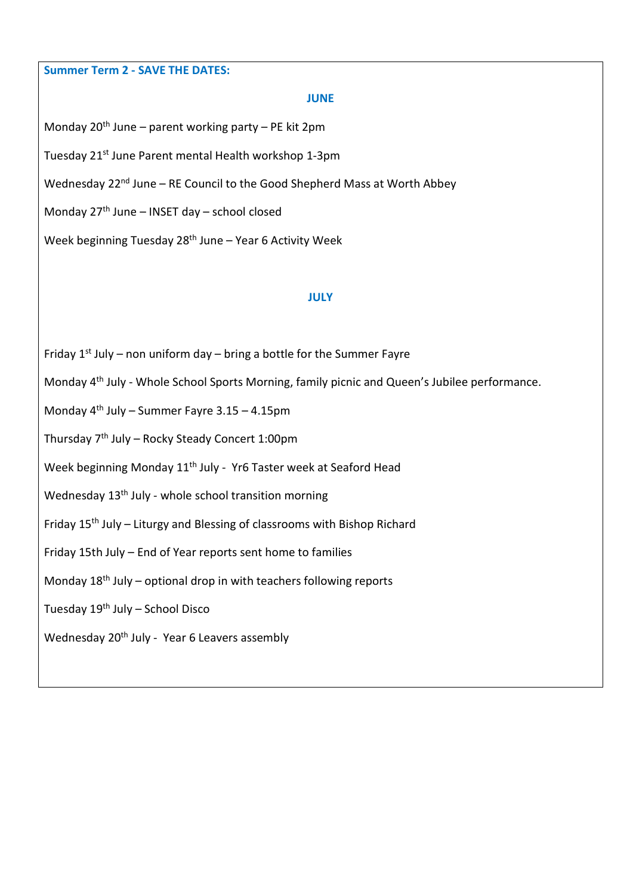**Summary Term 2 - SAVE THE DATES:**

**JUNE**

Monday 20th June – parent working party – PE kit 2pm

Tuesday 21st June Parent mental Health workshop 1-3pm

Wednesday 22nd June – RE Council to the Good Shepherd Mass at Worth Abbey

Monday 27th June – INSET day – school closed

Week beginning Tuesday 28th June – Year 6 Activity Week

**JULY**

Friday 1st July – non uniform day – bring a bottle for the Summer Fayre

Monday 4th July - Whole School Sports Morning, family picnic and Queen's Jubilee performance.

Monday 4th July – Summer Fayre 3.15 – 4.15pm

Thursday 7th July – Rocky Steady Concert 1:00pm

Week beginning Monday 11th July - Yr6 Taster week at Seaford Head

Wednesday 13th July - whole school transition morning

Friday 15th July – Liturgy and Blessing of classrooms with Bishop Richard

Friday 15th July – End of Year reports sent home to families

Monday 18th July – optional drop in with teachers following reports

Tuesday 19th July – School Disco

Wednesday 20th July - Year 6 Leavers assembly